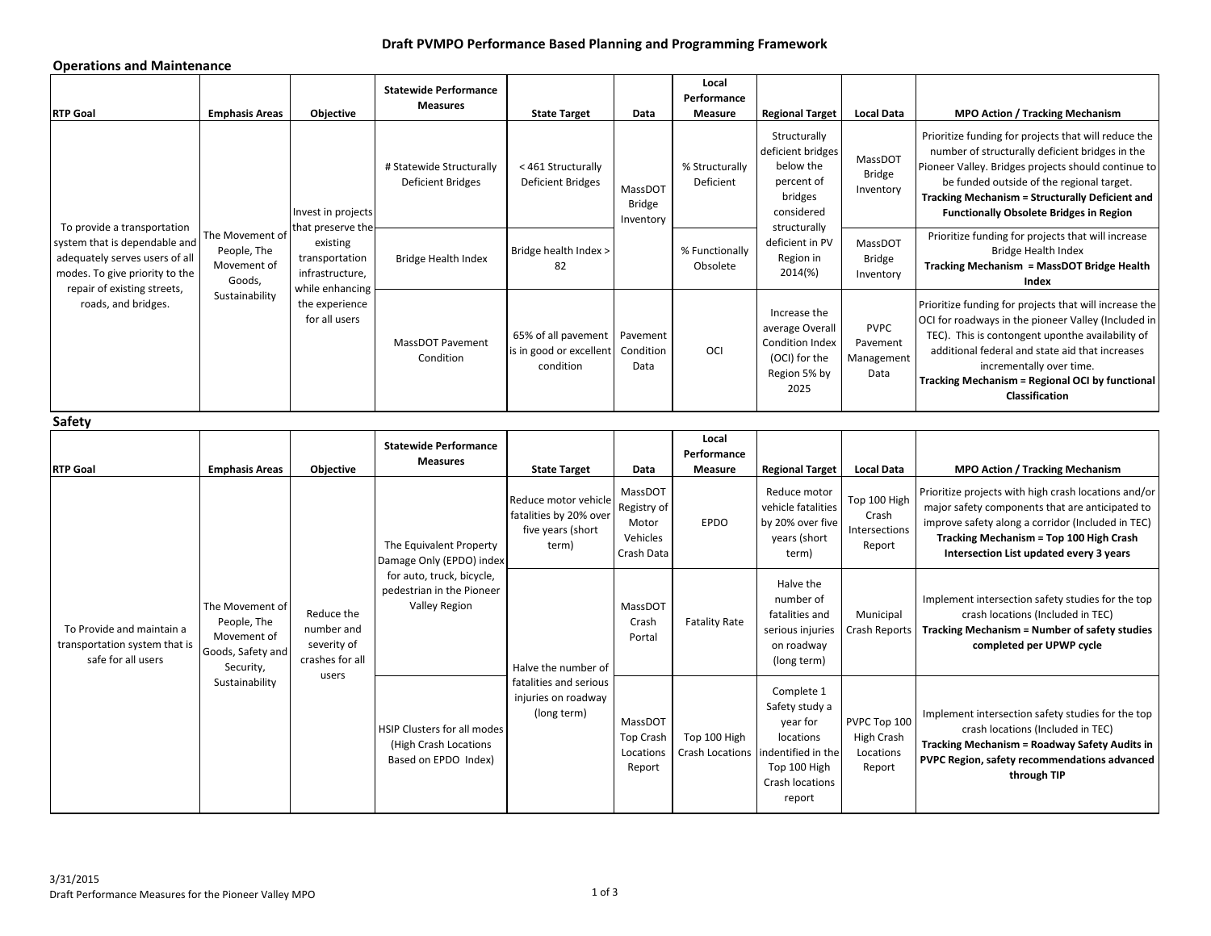# Draft PVMPO Performance Based Planning and Programming Framework

## Operations and Maintenance

| RTP Goal | Emphasis Areas | Objective | Statewide Performance Measures | State Target | Data | Local Performance Measure | Regional Target | Local Data | MPO Action / Tracking Mechanism |
|---|---|---|---|---|---|---|---|---|---|
| To provide a transportation system that is dependable and adequately serves users of all modes. To give priority to the repair of existing streets, roads, and bridges. | The Movement of People, The Movement of Goods, Sustainability | Invest in projects that preserve the existing transportation infrastructure, while enhancing the experience for all users | # Statewide Structurally Deficient Bridges | < 461 Structurally Deficient Bridges | MassDOT Bridge Inventory | % Structurally Deficient | Structurally deficient bridges below the percent of bridges considered structurally deficient in PV Region in 2014(%) | MassDOT Bridge Inventory | Prioritize funding for projects that will reduce the number of structurally deficient bridges in the Pioneer Valley. Bridges projects should continue to be funded outside of the regional target. **Tracking Mechanism = Structurally Deficient and Functionally Obsolete Bridges in Region** |
| | | | Bridge Health Index | Bridge health Index > 82 | | % Functionally Obsolete | | MassDOT Bridge Inventory | Prioritize funding for projects that will increase Bridge Health Index **Tracking Mechanism = MassDOT Bridge Health Index** |
| | | | MassDOT Pavement Condition | 65% of all pavement is in good or excellent condition | Pavement Condition Data | OCI | Increase the average Overall Condition Index (OCI) for the Region 5% by 2025 | PVPC Pavement Management Data | Prioritize funding for projects that will increase the OCI for roadways in the pioneer Valley (Included in TEC). This is contongent uponthe availability of additional federal and state aid that increases incrementally over time. **Tracking Mechanism = Regional OCI by functional Classification** |

## Safety

| RTP Goal | Emphasis Areas | Objective | Statewide Performance Measures | State Target | Data | Local Performance Measure | Regional Target | Local Data | MPO Action / Tracking Mechanism |
|---|---|---|---|---|---|---|---|---|---|
| To Provide and maintain a transportation system that is safe for all users | The Movement of People, The Movement of Goods, Safety and Security, Sustainability | Reduce the number and severity of crashes for all users | The Equivalent Property Damage Only (EPDO) index for auto, truck, bicycle, pedestrian in the Pioneer Valley Region | Reduce motor vehicle fatalities by 20% over five years (short term) | MassDOT Registry of Motor Vehicles Crash Data | EPDO | Reduce motor vehicle fatalities by 20% over five years (short term) | Top 100 High Crash Intersections Report | Prioritize projects with high crash locations and/or major safety components that are anticipated to improve safety along a corridor (Included in TEC) **Tracking Mechanism = Top 100 High Crash Intersection List updated every 3 years** |
| | | | | Halve the number of fatalities and serious injuries on roadway (long term) | MassDOT Crash Portal | Fatality Rate | Halve the number of fatalities and serious injuries on roadway (long term) | Municipal Crash Reports | Implement intersection safety studies for the top crash locations (Included in TEC) **Tracking Mechanism = Number of safety studies completed per UPWP cycle** |
| | | | HSIP Clusters for all modes (High Crash Locations Based on EPDO Index) | | MassDOT Top Crash Locations Report | Top 100 High Crash Locations | Complete 1 Safety study a year for locations indentified in the Top 100 High Crash locations report | PVPC Top 100 High Crash Locations Report | Implement intersection safety studies for the top crash locations (Included in TEC) **Tracking Mechanism = Roadway Safety Audits in PVPC Region, safety recommendations advanced through TIP** |

3/31/2015
Draft Performance Measures for the Pioneer Valley MPO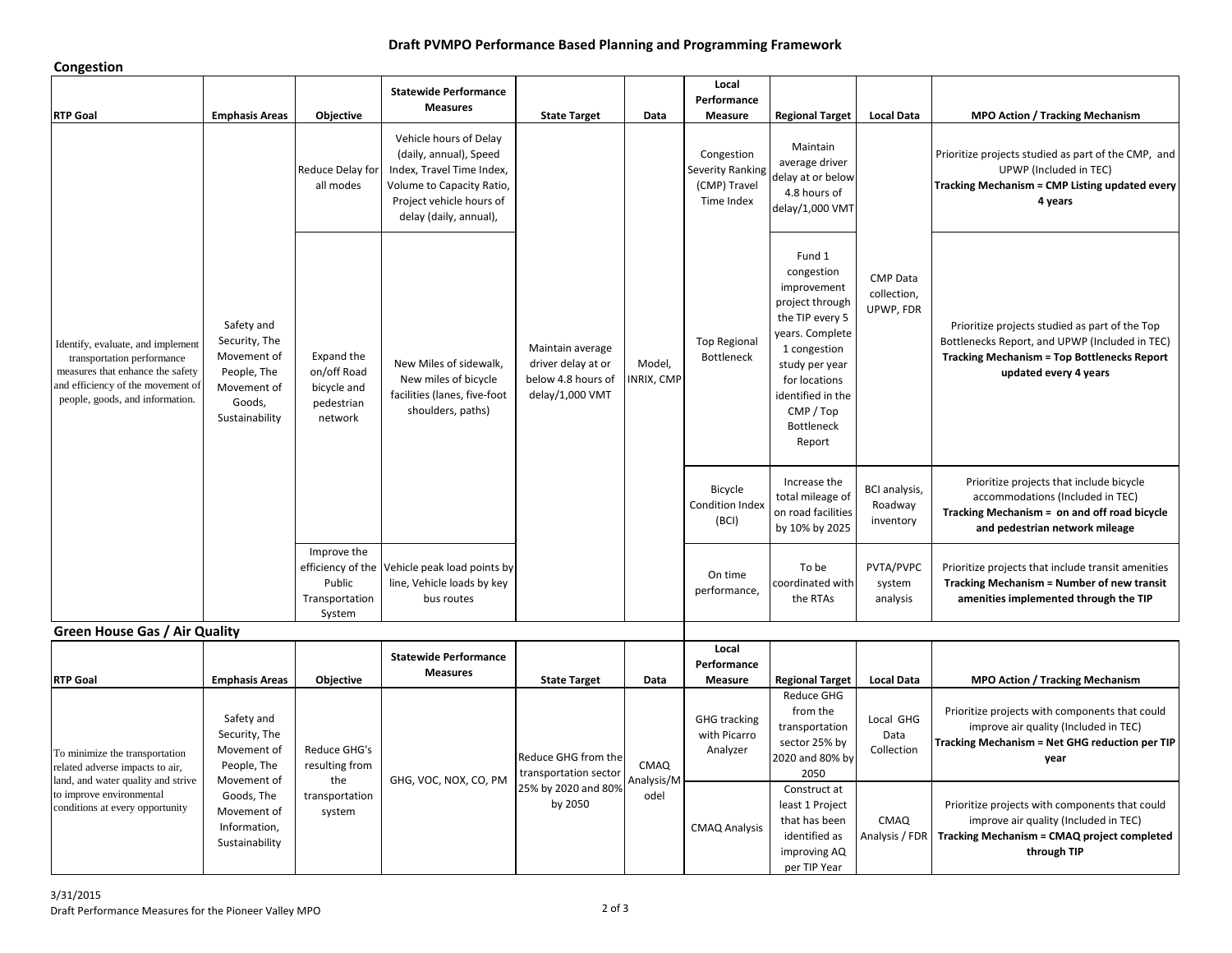# Draft PVMPO Performance Based Planning and Programming Framework

## Congestion

| RTP Goal | Emphasis Areas | Objective | Statewide Performance Measures | State Target | Data | Local Performance Measure | Regional Target | Local Data | MPO Action / Tracking Mechanism |
|---|---|---|---|---|---|---|---|---|---|
| Identify, evaluate, and implement transportation performance measures that enhance the safety and efficiency of the movement of people, goods, and information. | Safety and Security, The Movement of People, The Movement of Goods, Sustainability | Reduce Delay for all modes | Vehicle hours of Delay (daily, annual), Speed Index, Travel Time Index, Volume to Capacity Ratio, Project vehicle hours of delay (daily, annual), | Maintain average driver delay at or below 4.8 hours of delay/1,000 VMT | Model, INRIX, CMP | Congestion Severity Ranking (CMP) Travel Time Index | Maintain average driver delay at or below 4.8 hours of delay/1,000 VMT | CMP Data collection, UPWP, FDR | Prioritize projects studied as part of the CMP, and UPWP (Included in TEC) **Tracking Mechanism = CMP Listing updated every 4 years** |
| | | Expand the on/off Road bicycle and pedestrian network | New Miles of sidewalk, New miles of bicycle facilities (lanes, five-foot shoulders, paths) | | | Top Regional Bottleneck | Fund 1 congestion improvement project through the TIP every 5 years. Complete 1 congestion study per year for locations identified in the CMP / Top Bottleneck Report | | Prioritize projects studied as part of the Top Bottlenecks Report, and UPWP (Included in TEC) **Tracking Mechanism = Top Bottlenecks Report updated every 4 years** |
| | | | | | | Bicycle Condition Index (BCI) | Increase the total mileage of on road facilities by 10% by 2025 | BCI analysis, Roadway inventory | Prioritize projects that include bicycle accommodations (Included in TEC) **Tracking Mechanism = on and off road bicycle and pedestrian network mileage** |
| | | Improve the efficiency of the Public Transportation System | Vehicle peak load points by line, Vehicle loads by key bus routes | | | On time performance, | To be coordinated with the RTAs | PVTA/PVPC system analysis | Prioritize projects that include transit amenities **Tracking Mechanism = Number of new transit amenities implemented through the TIP** |

## Green House Gas / Air Quality

| RTP Goal | Emphasis Areas | Objective | Statewide Performance Measures | State Target | Data | Local Performance Measure | Regional Target | Local Data | MPO Action / Tracking Mechanism |
|---|---|---|---|---|---|---|---|---|---|
| To minimize the transportation related adverse impacts to air, land, and water quality and strive to improve environmental conditions at every opportunity | Safety and Security, The Movement of People, The Movement of Goods, The Movement of Information, Sustainability | Reduce GHG's resulting from the transportation system | GHG, VOC, NOX, CO, PM | Reduce GHG from the transportation sector 25% by 2020 and 80% by 2050 | CMAQ Analysis/Model | GHG tracking with Picarro Analyzer | Reduce GHG from the transportation sector 25% by 2020 and 80% by 2050 | Local GHG Data Collection | Prioritize projects with components that could improve air quality (Included in TEC) **Tracking Mechanism = Net GHG reduction per TIP year** |
| | | | | | | CMAQ Analysis | Construct at least 1 Project that has been identified as improving AQ per TIP Year | CMAQ Analysis / FDR | Prioritize projects with components that could improve air quality (Included in TEC) **Tracking Mechanism = CMAQ project completed through TIP** |

3/31/2015
Draft Performance Measures for the Pioneer Valley MPO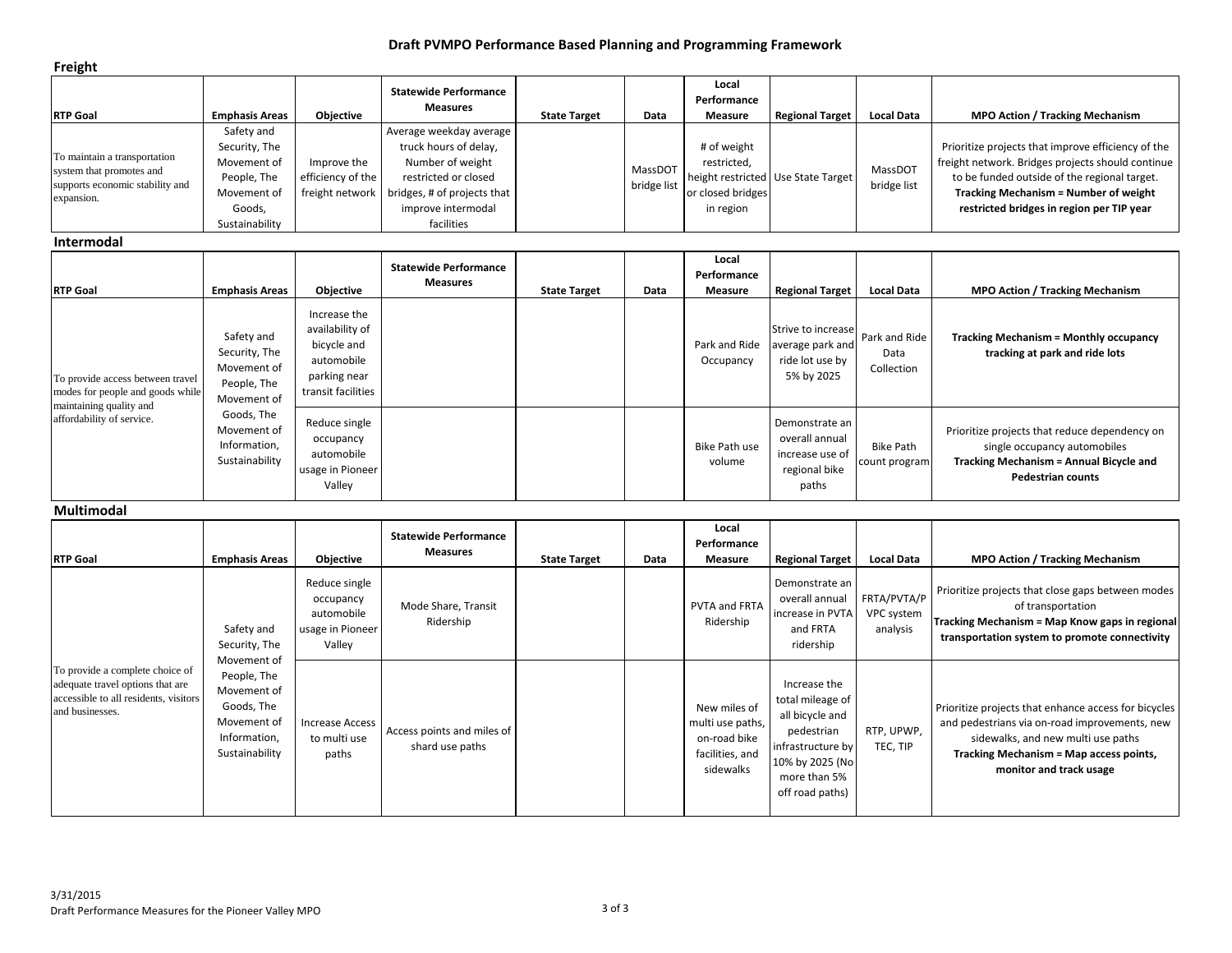# Draft PVMPO Performance Based Planning and Programming Framework

## Freight

| RTP Goal | Emphasis Areas | Objective | Statewide Performance Measures | State Target | Data | Local Performance Measure | Regional Target | Local Data | MPO Action / Tracking Mechanism |
|---|---|---|---|---|---|---|---|---|---|
| To maintain a transportation system that promotes economic stability and expansion. | Safety and Security, The Movement of People, The Movement of Goods, Sustainability | Improve the efficiency of the freight network | Average weekday average truck hours of delay, Number of weight restricted or closed bridges, # of projects that improve intermodal facilities | | MassDOT bridge list | # of weight restricted, height restricted or closed bridges in region | Use State Target | MassDOT bridge list | Prioritize projects that improve efficiency of the freight network. Bridges projects should continue to be funded outside of the regional target. **Tracking Mechanism = Number of weight restricted bridges in region per TIP year** |

## Intermodal

| RTP Goal | Emphasis Areas | Objective | Statewide Performance Measures | State Target | Data | Local Performance Measure | Regional Target | Local Data | MPO Action / Tracking Mechanism |
|---|---|---|---|---|---|---|---|---|---|
| To provide access between travel modes for people and goods while maintaining quality and affordability of service. | Safety and Security, The Movement of People, The Movement of Goods, The Movement of Information, Sustainability | Increase the availability of bicycle and automobile parking near transit facilities | | | | Park and Ride Occupancy | Strive to increase average park and ride lot use by 5% by 2025 | Park and Ride Data Collection | **Tracking Mechanism = Monthly occupancy tracking at park and ride lots** |
| | | Reduce single occupancy automobile usage in Pioneer Valley | | | | Bike Path use volume | Demonstrate an overall annual increase use of regional bike paths | Bike Path count program | Prioritize projects that reduce dependency on single occupancy automobiles **Tracking Mechanism = Annual Bicycle and Pedestrian counts** |

## Multimodal

| RTP Goal | Emphasis Areas | Objective | Statewide Performance Measures | State Target | Data | Local Performance Measure | Regional Target | Local Data | MPO Action / Tracking Mechanism |
|---|---|---|---|---|---|---|---|---|---|
| To provide a complete choice of adequate travel options that are accessible to all residents, visitors and businesses. | Safety and Security, The Movement of People, The Movement of Goods, The Movement of Information, Sustainability | Reduce single occupancy automobile usage in Pioneer Valley | Mode Share, Transit Ridership | | | PVTA and FRTA Ridership | Demonstrate an overall annual increase in PVTA and FRTA ridership | FRTA/PVTA/PVPC system analysis | Prioritize projects that close gaps between modes of transportation **Tracking Mechanism = Map Know gaps in regional transportation system to promote connectivity** |
| | | Increase Access to multi use paths | Access points and miles of shard use paths | | | New miles of multi use paths, on-road bike facilities, and sidewalks | Increase the total mileage of all bicycle and pedestrian infrastructure by 10% by 2025 (No more than 5% off road paths) | RTP, UPWP, TEC, TIP | Prioritize projects that enhance access for bicycles and pedestrians via on-road improvements, new sidewalks, and new multi use paths **Tracking Mechanism = Map access points, monitor and track usage** |

3/31/2015
Draft Performance Measures for the Pioneer Valley MPO